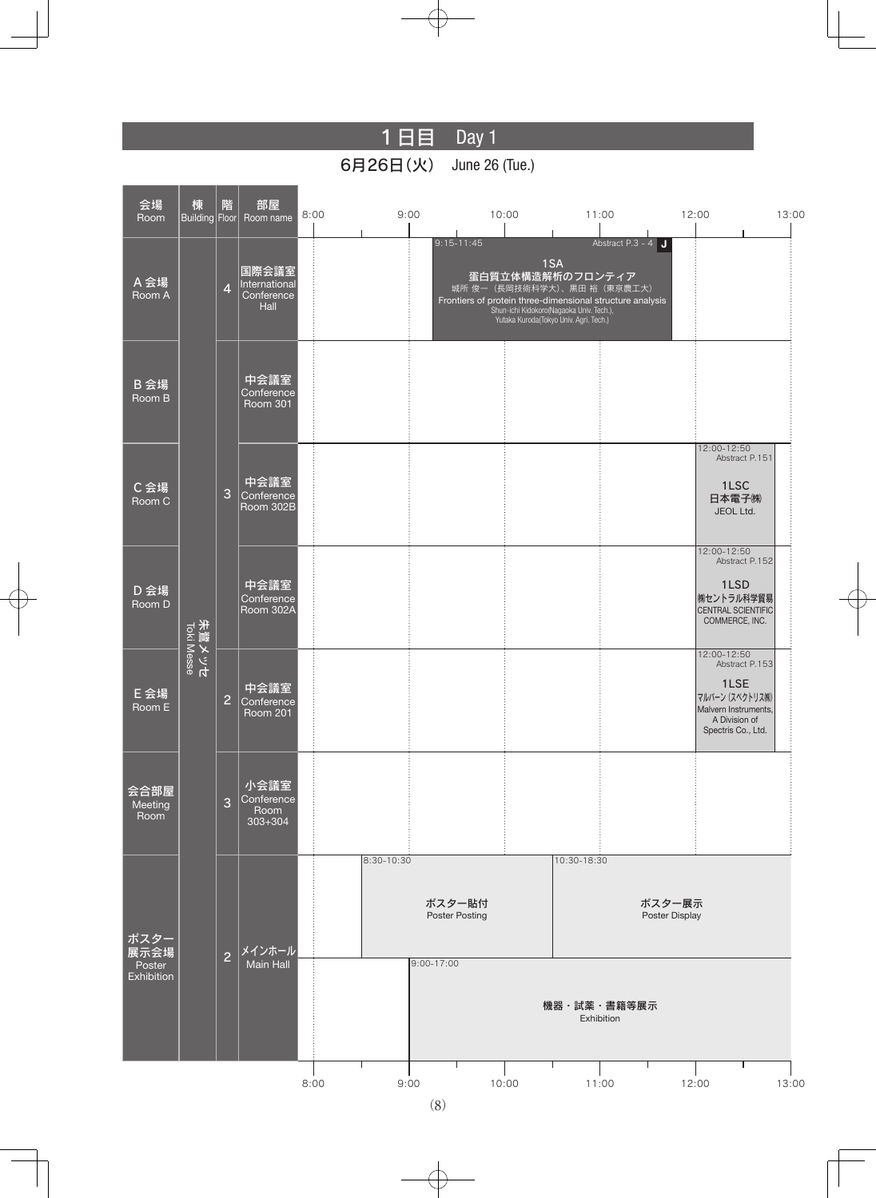# 1日目　Day 1

## 6月26日(火)　June 26 (Tue.)

| 会場 Room | 棟 Building | 階 Floor | 部屋 Room name | 時間 Time | 内容 Session |
|---|---|---|---|---|---|
| A会場 Room A | 朱鷺メッセ Toki Messe | 4 | 国際会議室 International Conference Hall | 9:15-11:45 | **1SA** 蛋白質立体構造解析のフロンティア 城所 俊一（長岡技術科学大）、黒田 裕（東京農工大） Frontiers of protein three-dimensional structure analysis Shun-ichi Kidokoro(Nagaoka Univ. Tech.), Yutaka Kuroda(Tokyo Univ. Agri. Tech.) Abstract P.3 - 4 J |
| B会場 Room B | 朱鷺メッセ Toki Messe | 3 | 中会議室 Conference Room 301 | | |
| C会場 Room C | 朱鷺メッセ Toki Messe | 3 | 中会議室 Conference Room 302B | 12:00-12:50 | **1LSC** 日本電子㈱ JEOL Ltd. Abstract P.151 |
| D会場 Room D | 朱鷺メッセ Toki Messe | 3 | 中会議室 Conference Room 302A | 12:00-12:50 | **1LSD** ㈱セントラル科学貿易 CENTRAL SCIENTIFIC COMMERCE, INC. Abstract P.152 |
| E会場 Room E | 朱鷺メッセ Toki Messe | 2 | 中会議室 Conference Room 201 | 12:00-12:50 | **1LSE** マルバーン（スペクトリス㈱） Malvern Instruments, A Division of Spectris Co., Ltd. Abstract P.153 |
| 会合部屋 Meeting Room | 朱鷺メッセ Toki Messe | 3 | 小会議室 Conference Room 303+304 | | |
| ポスター展示会場 Poster Exhibition | 朱鷺メッセ Toki Messe | 2 | メインホール Main Hall | 8:30-10:30 | ポスター貼付 Poster Posting |
| | | | | 10:30-18:30 | ポスター展示 Poster Display |
| | | | | 9:00-17:00 | 機器・試薬・書籍等展示 Exhibition |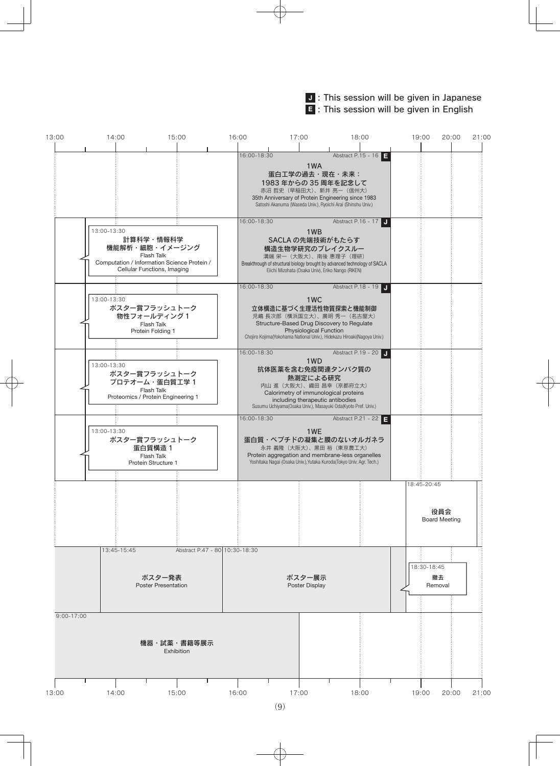**J** : This session will be given in Japanese
**E** : This session will be given in English

| 13:00–16:00 | 16:00–19:00 | 19:00–21:00 |
|---|---|---|
| | 16:00-18:30 Abstract P.15 - 16 **E**<br>1WA<br>蛋白工学の過去・現在・未来：<br>1983 年からの 35 周年を記念して<br>赤沼 哲史（早稲田大）、新井 亮一（信州大）<br>35th Anniversary of Protein Engineering since 1983<br>Satoshi Akanuma (Waseda Univ.), Ryoichi Arai (Shinshu Univ.) | |
| 13:00-13:30<br>計算科学・情報科学<br>機能解析・細胞・イメージング<br>Flash Talk<br>Computation / Information Science Protein / Cellular Functions, Imaging | 16:00-18:30 Abstract P.16 - 17 **J**<br>1WB<br>SACLA の先端技術がもたらす<br>構造生物学研究のブレイクスルー<br>溝端 栄一（大阪大）、南後 恵理子（理研）<br>Breakthrough of structural biology brought by advanced technology of SACLA<br>Eiichi Mizohata (Osaka Univ), Eriko Nango (RIKEN) | |
| 13:00-13:30<br>ポスター賞フラッシュトーク<br>物性フォールディング 1<br>Flash Talk<br>Protein Folding 1 | 16:00-18:30 Abstract P.18 - 19 **J**<br>1WC<br>立体構造に基づく生理活性物質探索と機能制御<br>児嶋 長次郎（横浜国立大）、廣明 秀一（名古屋大）<br>Structure-Based Drug Discovery to Regulate Physiological Function<br>Chojiro Kojima(Yokohama National Univ.), Hidekazu Hiroaki(Nagoya Univ.) | |
| 13:00-13:30<br>ポスター賞フラッシュトーク<br>プロテオーム・蛋白質工学 1<br>Flash Talk<br>Proteomics / Protein Engineering 1 | 16:00-18:30 Abstract P.19 - 20 **J**<br>1WD<br>抗体医薬を含む免疫関連タンパク質の<br>熱測定による研究<br>内山 進（大阪大）、織田 昌幸（京都府立大）<br>Calorimetry of immunological proteins including therapeutic antibodies<br>Susumu Uchiyama(Osaka Univ.), Masayuki Oda(Kyoto Pref. Univ.) | |
| 13:00-13:30<br>ポスター賞フラッシュトーク<br>蛋白質構造 1<br>Flash Talk<br>Protein Structure 1 | 16:00-18:30 Abstract P.21 - 22 **E**<br>1WE<br>蛋白質・ペプチドの凝集と膜のないオルガネラ<br>永井 義隆（大阪大）、黒田 裕（東京農工大）<br>Protein aggregation and membrane-less organelles<br>Yoshitaka Nagai (Osaka Univ.),Yutaka Kuroda(Tokyo Univ. Agr. Tech.) | |
| | | 18:45-20:45<br>役員会<br>Board Meeting |
| 13:45-15:45 Abstract P.47 - 80<br>ポスター発表<br>Poster Presentation | 10:30-18:30<br>ポスター展示<br>Poster Display | 18:30-18:45<br>撤去<br>Removal |
| 9:00-17:00<br>機器・試薬・書籍等展示<br>Exhibition | | |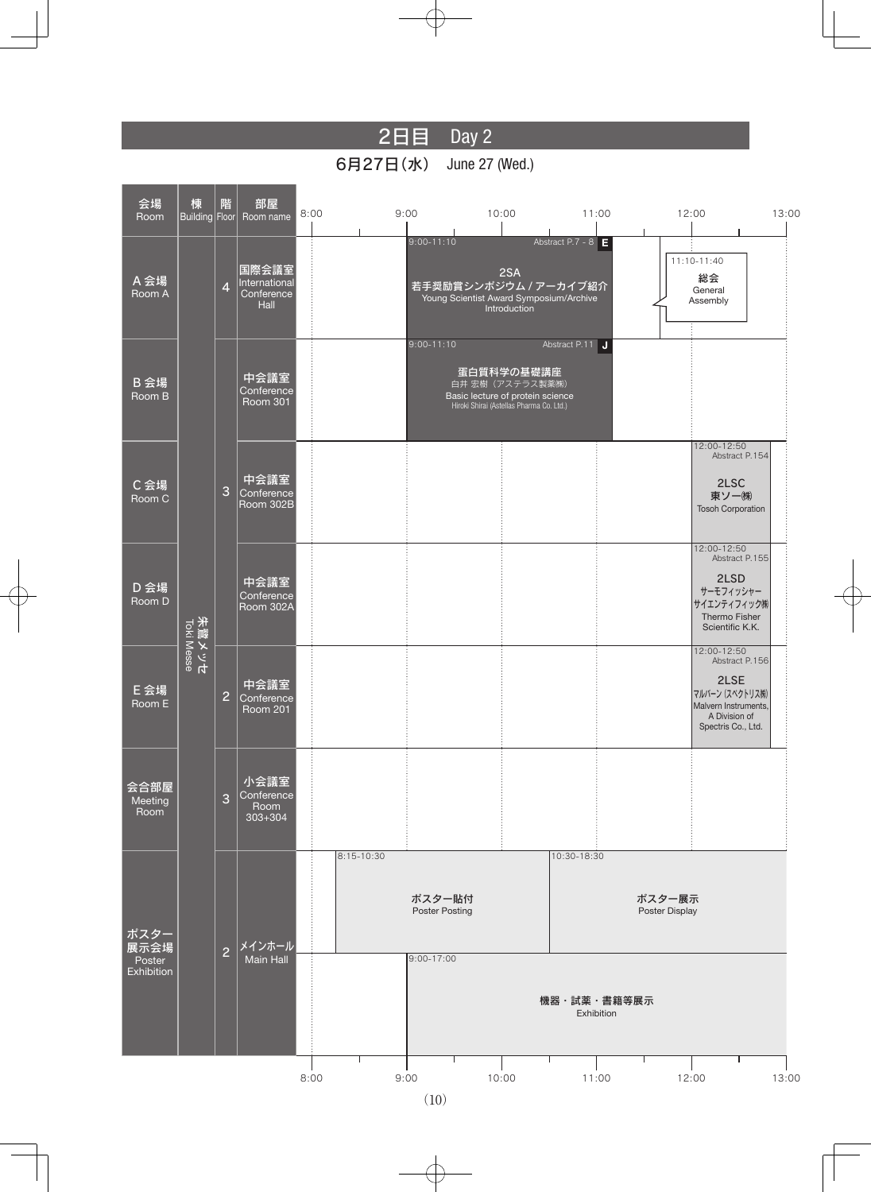# 2日目　Day 2

**6月27日（水）　June 27 (Wed.)**

| 会場 Room | 棟 Building | 階 Floor | 部屋 Room name | 8:00–13:00 |
|---|---|---|---|---|
| A 会場 Room A | 朱鷺メッセ Toki Messe | 4 | 国際会議室 International Conference Hall | 9:00-11:10 Abstract P.7 - 8 **E** 2SA 若手奨励賞シンポジウム / アーカイブ紹介 Young Scientist Award Symposium/Archive Introduction ／ 11:10-11:40 総会 General Assembly |
| B 会場 Room B | 朱鷺メッセ Toki Messe | 3 | 中会議室 Conference Room 301 | 9:00-11:10 Abstract P.11 **J** 蛋白質科学の基礎講座 白井 宏樹（アステラス製薬㈱） Basic lecture of protein science Hiroki Shirai (Astellas Pharma Co. Ltd.) |
| C 会場 Room C | 朱鷺メッセ Toki Messe | 3 | 中会議室 Conference Room 302B | 12:00-12:50 Abstract P.154 2LSC 東ソー㈱ Tosoh Corporation |
| D 会場 Room D | 朱鷺メッセ Toki Messe | 3 | 中会議室 Conference Room 302A | 12:00-12:50 Abstract P.155 2LSD サーモフィッシャーサイエンティフィック㈱ Thermo Fisher Scientific K.K. |
| E 会場 Room E | 朱鷺メッセ Toki Messe | 2 | 中会議室 Conference Room 201 | 12:00-12:50 Abstract P.156 2LSE マルバーン（スペクトリス㈱） Malvern Instruments, A Division of Spectris Co., Ltd. |
| 会合部屋 Meeting Room | 朱鷺メッセ Toki Messe | 3 | 小会議室 Conference Room 303+304 | |
| ポスター展示会場 Poster Exhibition | 朱鷺メッセ Toki Messe | 2 | メインホール Main Hall | 8:15-10:30 ポスター貼付 Poster Posting ／ 10:30-18:30 ポスター展示 Poster Display ／ 9:00-17:00 機器・試薬・書籍等展示 Exhibition |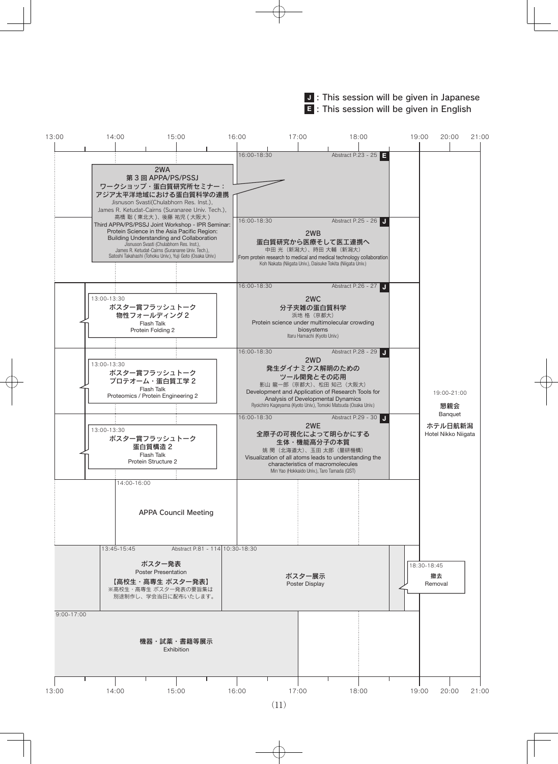**J** : This session will be given in Japanese
**E** : This session will be given in English

| 13:00 | 14:00 | 15:00 | 16:00 | 17:00 | 18:00 | 19:00 | 20:00 21:00 |
|---|---|---|---|---|---|---|---|

### 2WA
**第 3 回 APPA/PS/PSSJ ワークショップ・蛋白質研究所セミナー：アジア太平洋地域における蛋白質科学の連携**
Jisnuson Svasti(Chulabhorn Res. Inst.), James R. Ketudat-Cairns (Suranaree Univ. Tech.), 高橋 聡 ( 東北大 )、後藤 祐児 ( 大阪大 )
Third APPA/PS/PSSJ Joint Workshop - IPR Seminar: Protein Science in the Asia Pacific Region: Building Understanding and Collaboration
Jisnuson Svasti (Chulabhorn Res. Inst.), James R. Ketudat-Cairns (Suranaree Univ. Tech.), Satoshi Takahashi (Tohoku Univ.), Yuji Goto (Osaka Univ.)

16:00-18:30 Abstract P.23 - 25 **E**

### 2WB
16:00-18:30 Abstract P.25 - 26 **J**

**蛋白質研究から医療そして医工連携へ**
中田 光（新潟大）、時田 大輔（新潟大）
From protein research to medical and medical technology collaboration
Koh Nakata (Niigata Univ.), Daisuke Tokita (Niigata Univ.)

### 2WC
13:00-13:30
**ポスター賞フラッシュトーク 物性フォールディング 2**
Flash Talk
Protein Folding 2

16:00-18:30 Abstract P.26 - 27 **J**

**分子夾雑の蛋白質科学**
浜地 格（京都大）
Protein science under multimolecular crowding biosystems
Itaru Hamachi (Kyoto Univ.)

### 2WD
13:00-13:30
**ポスター賞フラッシュトーク プロテオーム・蛋白質工学 2**
Flash Talk
Proteomics / Protein Engineering 2

16:00-18:30 Abstract P.28 - 29 **J**

**発生ダイナミクス解明のためのツール開発とその応用**
影山 龍一郎（京都大）、松田 知己（大阪大）
Development and Application of Research Tools for Analysis of Developmental Dynamics
Ryoichiro Kageyama (Kyoto Univ.), Tomoki Matsuda (Osaka Univ.)

### 2WE
13:00-13:30
**ポスター賞フラッシュトーク 蛋白質構造 2**
Flash Talk
Protein Structure 2

16:00-18:30 Abstract P.29 - 30 **J**

**全原子の可視化によって明らかにする生体・機能高分子の本質**
姚 閔（北海道大）、玉田 太郎（量研機構）
Visualization of all atoms leads to understanding the characteristics of macromolecules
Min Yao (Hokkaido Univ.), Taro Tamada (QST)

### 懇親会 Banquet
19:00-21:00
**懇親会**
Banquet
**ホテル日航新潟**
Hotel Nikko Niigata

### APPA Council Meeting
14:00-16:00
APPA Council Meeting

### ポスター
13:45-15:45 Abstract P.81 - 114
**ポスター発表**
Poster Presentation
**【高校生・高専生 ポスター発表】**
※高校生・高専生 ポスター発表の要旨集は別途制作し、学会当日に配布いたします。

10:30-18:30
**ポスター展示**
Poster Display

18:30-18:45
**撤去**
Removal

### 展示
9:00-17:00
**機器・試薬・書籍等展示**
Exhibition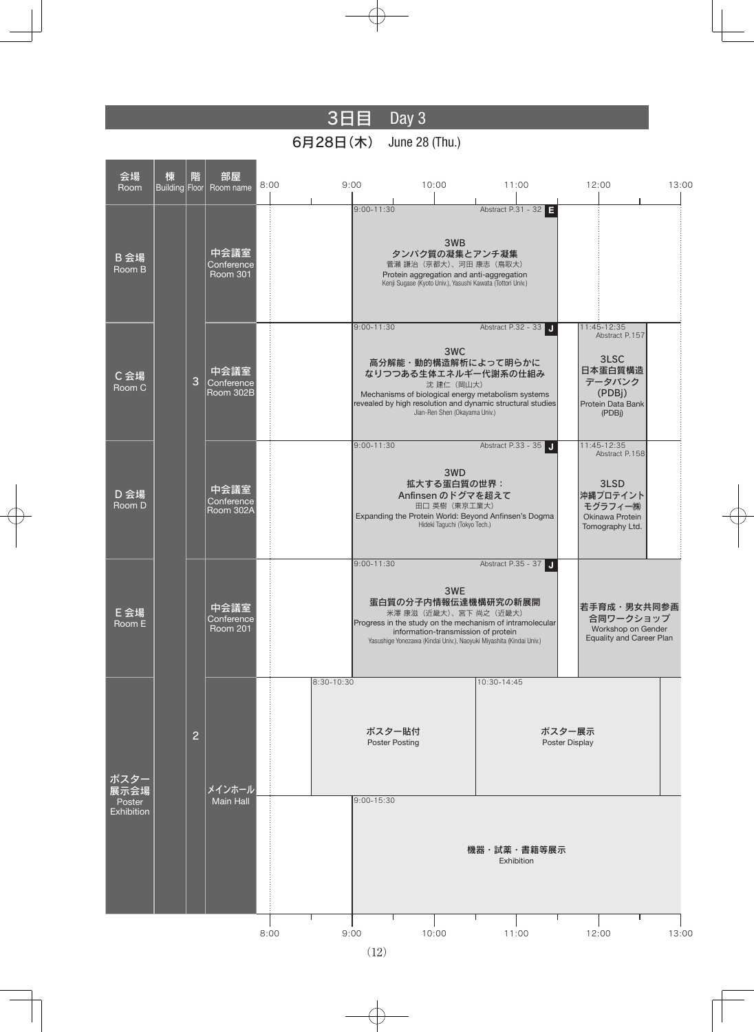# 3日目 Day 3

## 6月28日(木) June 28 (Thu.)

| 会場 Room | 棟 Building | 階 Floor | 部屋 Room name | 8:00–9:00 | 9:00–11:30 | 11:45–13:00 |
|---|---|---|---|---|---|---|
| B 会場 Room B | | 3 | 中会議室 Conference Room 301 | | 9:00-11:30 Abstract P.31 - 32 **E**<br>3WB<br>タンパク質の凝集とアンチ凝集<br>菅瀬 謙治（京都大）、河田 康志（鳥取大）<br>Protein aggregation and anti-aggregation<br>Kenji Sugase (Kyoto Univ.), Yasushi Kawata (Tottori Univ.) | |
| C 会場 Room C | | 3 | 中会議室 Conference Room 302B | | 9:00-11:30 Abstract P.32 - 33 **J**<br>3WC<br>高分解能・動的構造解析によって明らかになりつつある生体エネルギー代謝系の仕組み<br>沈 建仁（岡山大）<br>Mechanisms of biological energy metabolism systems revealed by high resolution and dynamic structural studies<br>Jian-Ren Shen (Okayama Univ.) | 11:45-12:35 Abstract P.157<br>3LSC<br>日本蛋白質構造データバンク(PDBj)<br>Protein Data Bank (PDBj) |
| D 会場 Room D | | 3 | 中会議室 Conference Room 302A | | 9:00-11:30 Abstract P.33 - 35 **J**<br>3WD<br>拡大する蛋白質の世界：Anfinsen のドグマを超えて<br>田口 英樹（東京工業大）<br>Expanding the Protein World: Beyond Anfinsen's Dogma<br>Hideki Taguchi (Tokyo Tech.) | 11:45-12:35 Abstract P.158<br>3LSD<br>沖縄プロテイントモグラフィー㈱<br>Okinawa Protein Tomography Ltd. |
| E 会場 Room E | | 2 | 中会議室 Conference Room 201 | | 9:00-11:30 Abstract P.35 - 37 **J**<br>3WE<br>蛋白質の分子内情報伝達機構研究の新展開<br>米澤 康滋（近畿大）、宮下 尚之（近畿大）<br>Progress in the study on the mechanism of intramolecular information-transmission of protein<br>Yasushige Yonezawa (Kindai Univ.), Naoyuki Miyashita (Kindai Univ.) | 若手育成・男女共同参画合同ワークショップ<br>Workshop on Gender Equality and Career Plan |
| ポスター展示会場 Poster Exhibition | | 2 | メインホール Main Hall | 8:30-10:30 ポスター貼付 Poster Posting | 10:30-14:45 ポスター展示 Poster Display | |
| ポスター展示会場 Poster Exhibition | | 2 | メインホール Main Hall | | 9:00-15:30 機器・試薬・書籍等展示 Exhibition | |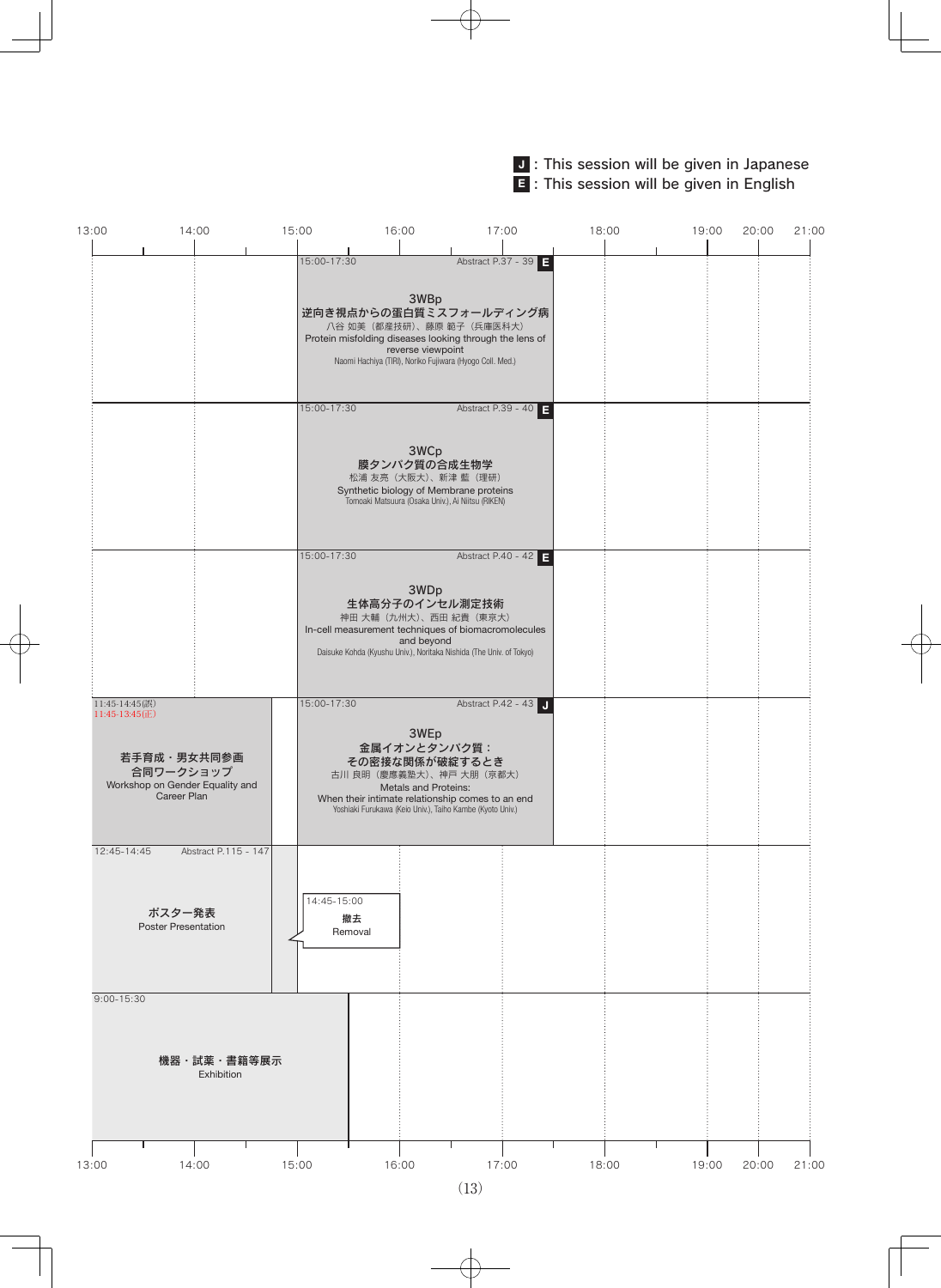**J** : This session will be given in Japanese
**E** : This session will be given in English

13:00 14:00 15:00 16:00 17:00 18:00 19:00 20:00 21:00

15:00-17:30 Abstract P.37 - 39 **E**

**3WBp**
**逆向き視点からの蛋白質ミスフォールディング病**
八谷 如美（都産技研）、藤原 範子（兵庫医科大）
Protein misfolding diseases looking through the lens of reverse viewpoint
Naomi Hachiya (TIRI), Noriko Fujiwara (Hyogo Coll. Med.)

15:00-17:30 Abstract P.39 - 40 **E**

**3WCp**
**膜タンパク質の合成生物学**
松浦 友亮（大阪大）、新津 藍（理研）
Synthetic biology of Membrane proteins
Tomoaki Matsuura (Osaka Univ.), Ai Niitsu (RIKEN)

15:00-17:30 Abstract P.40 - 42 **E**

**3WDp**
**生体高分子のインセル測定技術**
神田 大輔（九州大）、西田 紀貴（東京大）
In-cell measurement techniques of biomacromolecules and beyond
Daisuke Kohda (Kyushu Univ.), Noritaka Nishida (The Univ. of Tokyo)

11:45-14:45(誤)
11:45-13:45(正)

**若手育成・男女共同参画**
**合同ワークショップ**
Workshop on Gender Equality and Career Plan

15:00-17:30 Abstract P.42 - 43 **J**

**3WEp**
**金属イオンとタンパク質：**
**その密接な関係が破綻するとき**
古川 良明（慶應義塾大）、神戸 大朋（京都大）
Metals and Proteins:
When their intimate relationship comes to an end
Yoshiaki Furukawa (Keio Univ.), Taiho Kambe (Kyoto Univ.)

12:45-14:45 Abstract P.115 - 147

**ポスター発表**
Poster Presentation

14:45-15:00
**撤去**
Removal

9:00-15:30

**機器・試薬・書籍等展示**
Exhibition

13:00 14:00 15:00 16:00 17:00 18:00 19:00 20:00 21:00